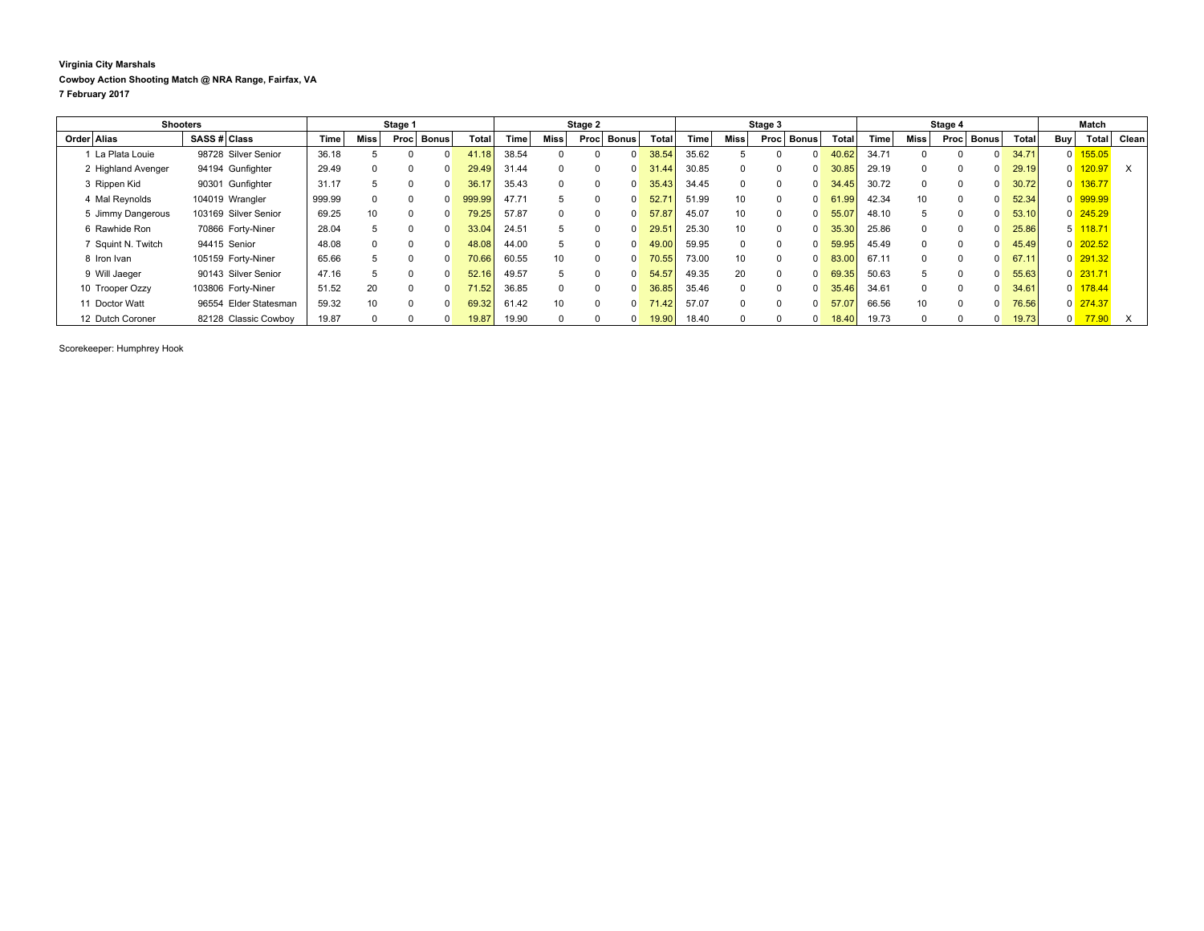**Virginia City Marshals**

**Cowboy Action Shooting Match @ NRA Range, Fairfax, VA**

**7 February 2017**

| Shooters | | | | Stage 1 | | | | | Stage 2 | | | | | Stage 3 | | | | | Stage 4 | | | | | Match | | |
|---|---|---|---|---|---|---|---|---|---|---|---|---|---|---|---|---|---|---|---|---|---|---|---|---|---|---|
| Order | Alias | SASS # | Class | Time | Miss | Proc | Bonus | Total | Time | Miss | Proc | Bonus | Total | Time | Miss | Proc | Bonus | Total | Time | Miss | Proc | Bonus | Total | Buy | Total | Clean |
| 1 | La Plata Louie | 98728 | Silver Senior | 36.18 | 5 | 0 | 0 | 41.18 | 38.54 | 0 | 0 | 0 | 38.54 | 35.62 | 5 | 0 | 0 | 40.62 | 34.71 | 0 | 0 | 0 | 34.71 | 0 | 155.05 | |
| 2 | Highland Avenger | 94194 | Gunfighter | 29.49 | 0 | 0 | 0 | 29.49 | 31.44 | 0 | 0 | 0 | 31.44 | 30.85 | 0 | 0 | 0 | 30.85 | 29.19 | 0 | 0 | 0 | 29.19 | 0 | 120.97 | X |
| 3 | Rippen Kid | 90301 | Gunfighter | 31.17 | 5 | 0 | 0 | 36.17 | 35.43 | 0 | 0 | 0 | 35.43 | 34.45 | 0 | 0 | 0 | 34.45 | 30.72 | 0 | 0 | 0 | 30.72 | 0 | 136.77 | |
| 4 | Mal Reynolds | 104019 | Wrangler | 999.99 | 0 | 0 | 0 | 999.99 | 47.71 | 5 | 0 | 0 | 52.71 | 51.99 | 10 | 0 | 0 | 61.99 | 42.34 | 10 | 0 | 0 | 52.34 | 0 | 999.99 | |
| 5 | Jimmy Dangerous | 103169 | Silver Senior | 69.25 | 10 | 0 | 0 | 79.25 | 57.87 | 0 | 0 | 0 | 57.87 | 45.07 | 10 | 0 | 0 | 55.07 | 48.10 | 5 | 0 | 0 | 53.10 | 0 | 245.29 | |
| 6 | Rawhide Ron | 70866 | Forty-Niner | 28.04 | 5 | 0 | 0 | 33.04 | 24.51 | 5 | 0 | 0 | 29.51 | 25.30 | 10 | 0 | 0 | 35.30 | 25.86 | 0 | 0 | 0 | 25.86 | 5 | 118.71 | |
| 7 | Squint N. Twitch | 94415 | Senior | 48.08 | 0 | 0 | 0 | 48.08 | 44.00 | 5 | 0 | 0 | 49.00 | 59.95 | 0 | 0 | 0 | 59.95 | 45.49 | 0 | 0 | 0 | 45.49 | 0 | 202.52 | |
| 8 | Iron Ivan | 105159 | Forty-Niner | 65.66 | 5 | 0 | 0 | 70.66 | 60.55 | 10 | 0 | 0 | 70.55 | 73.00 | 10 | 0 | 0 | 83.00 | 67.11 | 0 | 0 | 0 | 67.11 | 0 | 291.32 | |
| 9 | Will Jaeger | 90143 | Silver Senior | 47.16 | 5 | 0 | 0 | 52.16 | 49.57 | 5 | 0 | 0 | 54.57 | 49.35 | 20 | 0 | 0 | 69.35 | 50.63 | 5 | 0 | 0 | 55.63 | 0 | 231.71 | |
| 10 | Trooper Ozzy | 103806 | Forty-Niner | 51.52 | 20 | 0 | 0 | 71.52 | 36.85 | 0 | 0 | 0 | 36.85 | 35.46 | 0 | 0 | 0 | 35.46 | 34.61 | 0 | 0 | 0 | 34.61 | 0 | 178.44 | |
| 11 | Doctor Watt | 96554 | Elder Statesman | 59.32 | 10 | 0 | 0 | 69.32 | 61.42 | 10 | 0 | 0 | 71.42 | 57.07 | 0 | 0 | 0 | 57.07 | 66.56 | 10 | 0 | 0 | 76.56 | 0 | 274.37 | |
| 12 | Dutch Coroner | 82128 | Classic Cowboy | 19.87 | 0 | 0 | 0 | 19.87 | 19.90 | 0 | 0 | 0 | 19.90 | 18.40 | 0 | 0 | 0 | 18.40 | 19.73 | 0 | 0 | 0 | 19.73 | 0 | 77.90 | X |

Scorekeeper: Humphrey Hook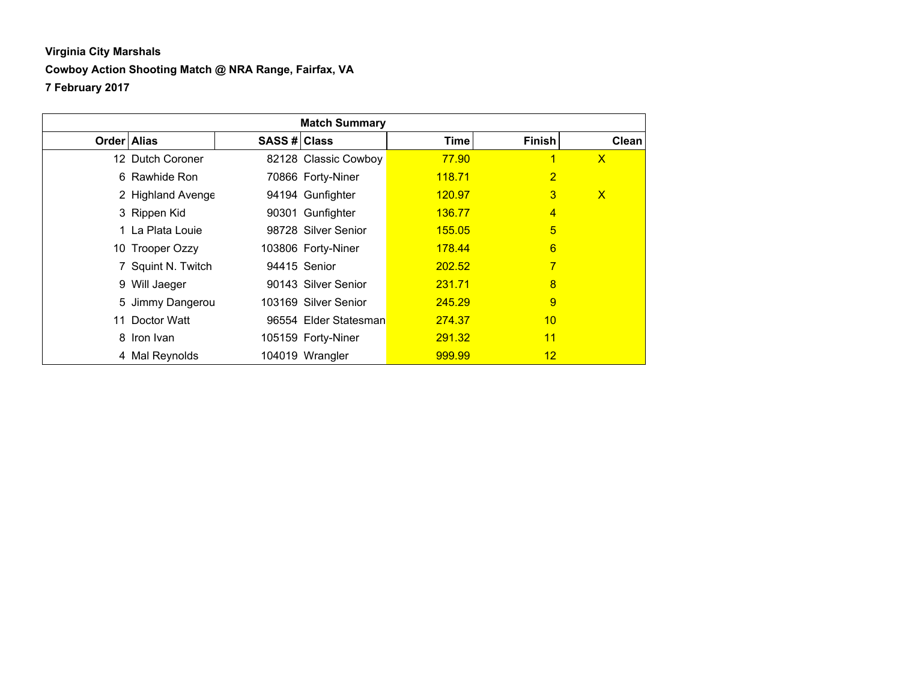**Virginia City Marshals**

**Cowboy Action Shooting Match @ NRA Range, Fairfax, VA**

**7 February 2017**

| Match Summary | | | | | | |
|---|---|---|---|---|---|---|
| **Order** | **Alias** | **SASS #** | **Class** | **Time** | **Finish** | **Clean** |
| 12 | Dutch Coroner | 82128 | Classic Cowboy | 77.90 | 1 | X |
| 6 | Rawhide Ron | 70866 | Forty-Niner | 118.71 | 2 | |
| 2 | Highland Avenge | 94194 | Gunfighter | 120.97 | 3 | X |
| 3 | Rippen Kid | 90301 | Gunfighter | 136.77 | 4 | |
| 1 | La Plata Louie | 98728 | Silver Senior | 155.05 | 5 | |
| 10 | Trooper Ozzy | 103806 | Forty-Niner | 178.44 | 6 | |
| 7 | Squint N. Twitch | 94415 | Senior | 202.52 | 7 | |
| 9 | Will Jaeger | 90143 | Silver Senior | 231.71 | 8 | |
| 5 | Jimmy Dangerou | 103169 | Silver Senior | 245.29 | 9 | |
| 11 | Doctor Watt | 96554 | Elder Statesman | 274.37 | 10 | |
| 8 | Iron Ivan | 105159 | Forty-Niner | 291.32 | 11 | |
| 4 | Mal Reynolds | 104019 | Wrangler | 999.99 | 12 | |